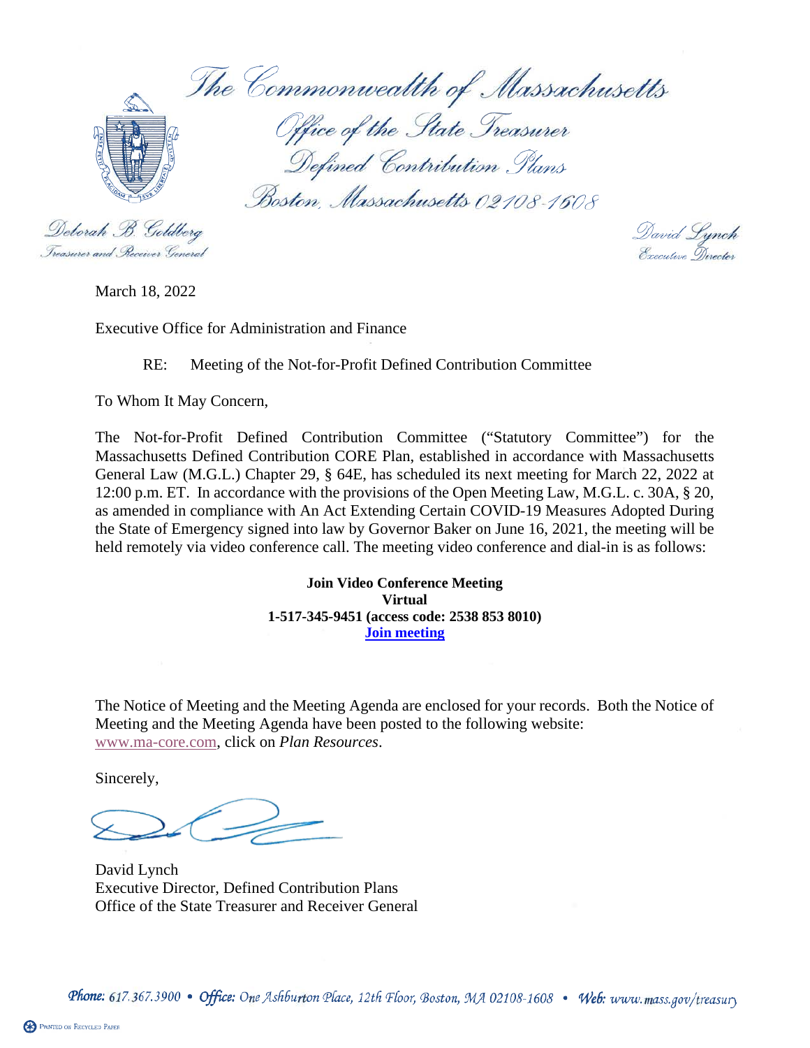The Commonwealth of Massachusetts

Office of the State Treasurer

Defined Contribution Plans

Boston, Massachusetts 02108-1608

Deborah B. Goldberg
Treasurer and Receiver General

David Lynch
Executive Director

March 18, 2022

Executive Office for Administration and Finance

RE: Meeting of the Not-for-Profit Defined Contribution Committee

To Whom It May Concern,

The Not-for-Profit Defined Contribution Committee ("Statutory Committee") for the Massachusetts Defined Contribution CORE Plan, established in accordance with Massachusetts General Law (M.G.L.) Chapter 29, § 64E, has scheduled its next meeting for March 22, 2022 at 12:00 p.m. ET. In accordance with the provisions of the Open Meeting Law, M.G.L. c. 30A, § 20, as amended in compliance with An Act Extending Certain COVID-19 Measures Adopted During the State of Emergency signed into law by Governor Baker on June 16, 2021, the meeting will be held remotely via video conference call. The meeting video conference and dial-in is as follows:

**Join Video Conference Meeting**
**Virtual**
**1-517-345-9451 (access code: 2538 853 8010)**
**Join meeting**

The Notice of Meeting and the Meeting Agenda are enclosed for your records. Both the Notice of Meeting and the Meeting Agenda have been posted to the following website: www.ma-core.com, click on *Plan Resources*.

Sincerely,

David Lynch
Executive Director, Defined Contribution Plans
Office of the State Treasurer and Receiver General

Phone: 617.367.3900 • Office: One Ashburton Place, 12th Floor, Boston, MA 02108-1608 • Web: www.mass.gov/treasury

Printed on Recycled Paper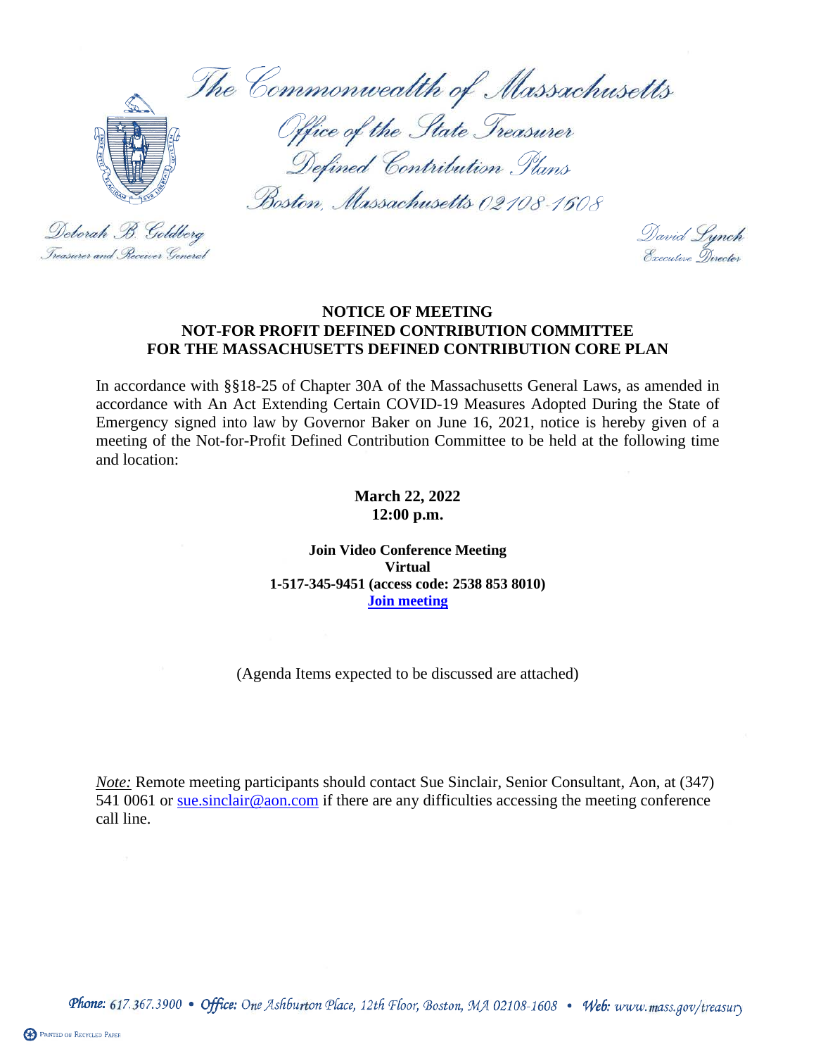The Commonwealth of Massachusetts

Office of the State Treasurer

Defined Contribution Plans

Boston, Massachusetts 02108-1608

Deborah B. Goldberg
Treasurer and Receiver General

David Lynch
Executive Director

**NOTICE OF MEETING**
**NOT-FOR PROFIT DEFINED CONTRIBUTION COMMITTEE**
**FOR THE MASSACHUSETTS DEFINED CONTRIBUTION CORE PLAN**

In accordance with §§18-25 of Chapter 30A of the Massachusetts General Laws, as amended in accordance with An Act Extending Certain COVID-19 Measures Adopted During the State of Emergency signed into law by Governor Baker on June 16, 2021, notice is hereby given of a meeting of the Not-for-Profit Defined Contribution Committee to be held at the following time and location:

**March 22, 2022**
**12:00 p.m.**

**Join Video Conference Meeting**
**Virtual**
**1-517-345-9451 (access code: 2538 853 8010)**
**Join meeting**

(Agenda Items expected to be discussed are attached)

*Note:* Remote meeting participants should contact Sue Sinclair, Senior Consultant, Aon, at (347) 541 0061 or sue.sinclair@aon.com if there are any difficulties accessing the meeting conference call line.

*Phone:* 617.367.3900 • *Office:* One Ashburton Place, 12th Floor, Boston, MA 02108-1608 • *Web:* www.mass.gov/treasury

PRINTED ON RECYCLED PAPER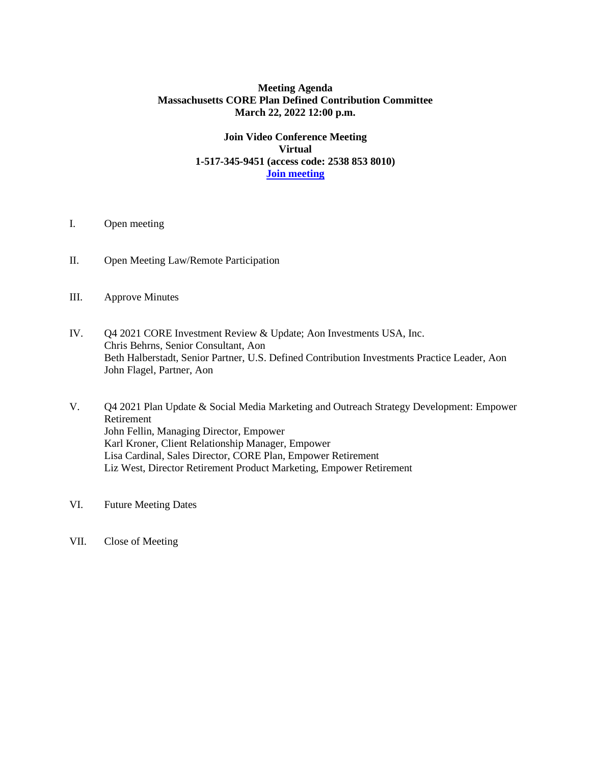**Meeting Agenda**
**Massachusetts CORE Plan Defined Contribution Committee**
**March 22, 2022 12:00 p.m.**

**Join Video Conference Meeting**
**Virtual**
**1-517-345-9451 (access code: 2538 853 8010)**
**Join meeting**

I. Open meeting

II. Open Meeting Law/Remote Participation

III. Approve Minutes

IV. Q4 2021 CORE Investment Review & Update; Aon Investments USA, Inc.
Chris Behrns, Senior Consultant, Aon
Beth Halberstadt, Senior Partner, U.S. Defined Contribution Investments Practice Leader, Aon
John Flagel, Partner, Aon

V. Q4 2021 Plan Update & Social Media Marketing and Outreach Strategy Development: Empower Retirement
John Fellin, Managing Director, Empower
Karl Kroner, Client Relationship Manager, Empower
Lisa Cardinal, Sales Director, CORE Plan, Empower Retirement
Liz West, Director Retirement Product Marketing, Empower Retirement

VI. Future Meeting Dates

VII. Close of Meeting